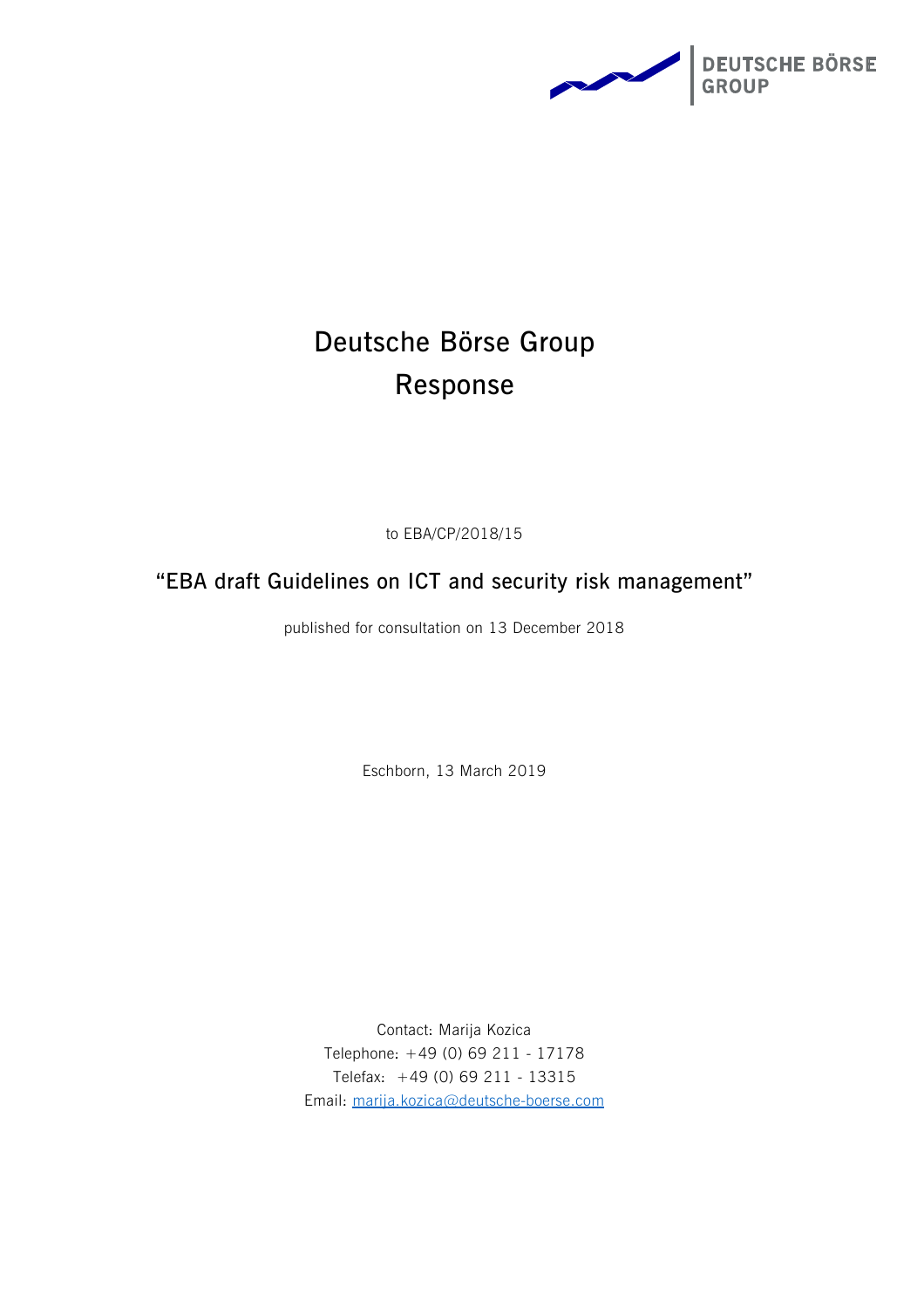DEUTSCHE BÖRSE GROUP

# Deutsche Börse Group Response

to EBA/CP/2018/15

## "EBA draft Guidelines on ICT and security risk management"

published for consultation on 13 December 2018

Eschborn, 13 March 2019

Contact: Marija Kozica
Telephone: +49 (0) 69 211 - 17178
Telefax: +49 (0) 69 211 - 13315
Email: marija.kozica@deutsche-boerse.com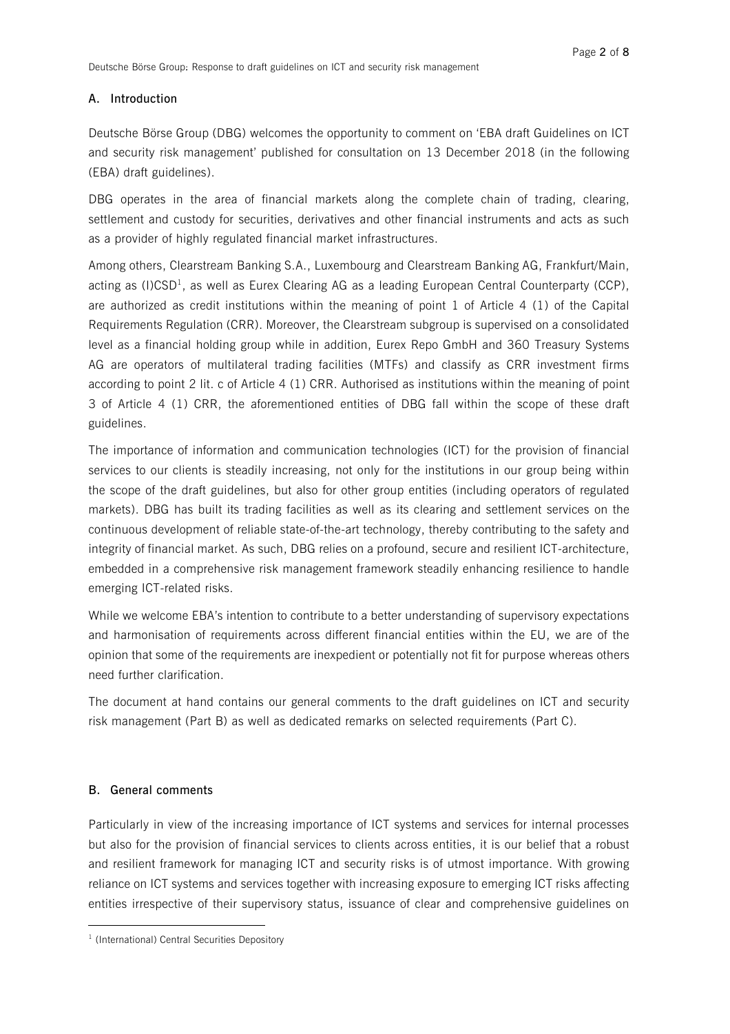## A. Introduction

Deutsche Börse Group (DBG) welcomes the opportunity to comment on 'EBA draft Guidelines on ICT and security risk management' published for consultation on 13 December 2018 (in the following (EBA) draft guidelines).

DBG operates in the area of financial markets along the complete chain of trading, clearing, settlement and custody for securities, derivatives and other financial instruments and acts as such as a provider of highly regulated financial market infrastructures.

Among others, Clearstream Banking S.A., Luxembourg and Clearstream Banking AG, Frankfurt/Main, acting as (I)CSD[1], as well as Eurex Clearing AG as a leading European Central Counterparty (CCP), are authorized as credit institutions within the meaning of point 1 of Article 4 (1) of the Capital Requirements Regulation (CRR). Moreover, the Clearstream subgroup is supervised on a consolidated level as a financial holding group while in addition, Eurex Repo GmbH and 360 Treasury Systems AG are operators of multilateral trading facilities (MTFs) and classify as CRR investment firms according to point 2 lit. c of Article 4 (1) CRR. Authorised as institutions within the meaning of point 3 of Article 4 (1) CRR, the aforementioned entities of DBG fall within the scope of these draft guidelines.

The importance of information and communication technologies (ICT) for the provision of financial services to our clients is steadily increasing, not only for the institutions in our group being within the scope of the draft guidelines, but also for other group entities (including operators of regulated markets). DBG has built its trading facilities as well as its clearing and settlement services on the continuous development of reliable state-of-the-art technology, thereby contributing to the safety and integrity of financial market. As such, DBG relies on a profound, secure and resilient ICT-architecture, embedded in a comprehensive risk management framework steadily enhancing resilience to handle emerging ICT-related risks.

While we welcome EBA's intention to contribute to a better understanding of supervisory expectations and harmonisation of requirements across different financial entities within the EU, we are of the opinion that some of the requirements are inexpedient or potentially not fit for purpose whereas others need further clarification.

The document at hand contains our general comments to the draft guidelines on ICT and security risk management (Part B) as well as dedicated remarks on selected requirements (Part C).

## B. General comments

Particularly in view of the increasing importance of ICT systems and services for internal processes but also for the provision of financial services to clients across entities, it is our belief that a robust and resilient framework for managing ICT and security risks is of utmost importance. With growing reliance on ICT systems and services together with increasing exposure to emerging ICT risks affecting entities irrespective of their supervisory status, issuance of clear and comprehensive guidelines on

[1] (International) Central Securities Depository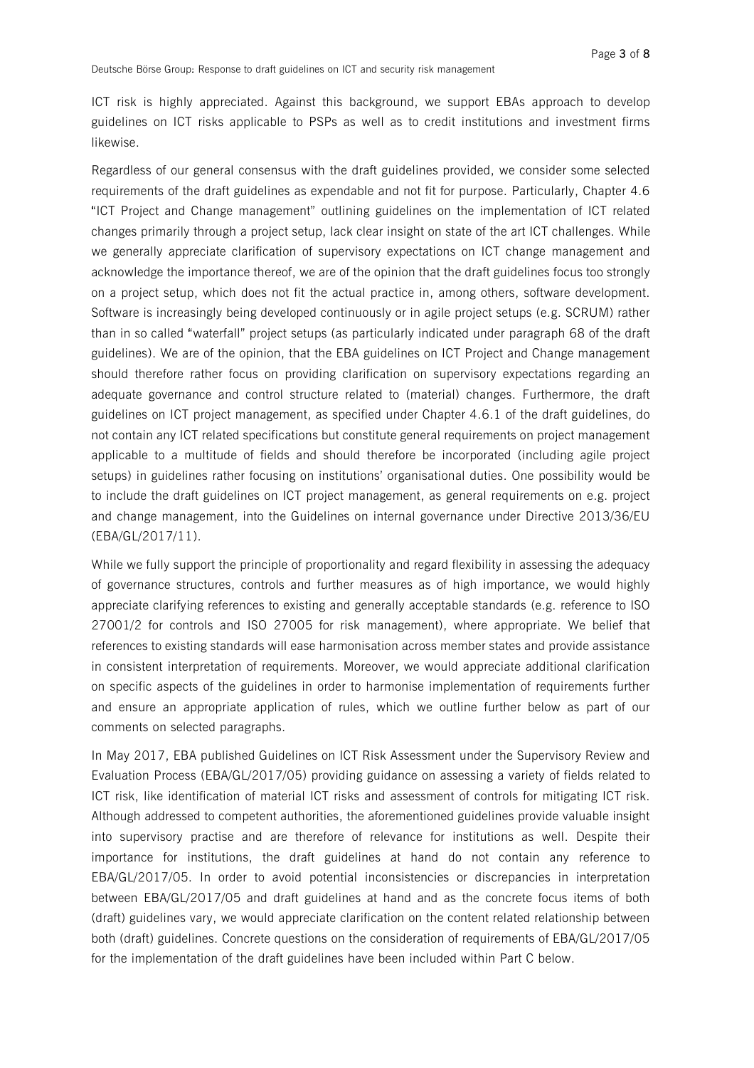ICT risk is highly appreciated. Against this background, we support EBAs approach to develop guidelines on ICT risks applicable to PSPs as well as to credit institutions and investment firms likewise.

Regardless of our general consensus with the draft guidelines provided, we consider some selected requirements of the draft guidelines as expendable and not fit for purpose. Particularly, Chapter 4.6 "ICT Project and Change management" outlining guidelines on the implementation of ICT related changes primarily through a project setup, lack clear insight on state of the art ICT challenges. While we generally appreciate clarification of supervisory expectations on ICT change management and acknowledge the importance thereof, we are of the opinion that the draft guidelines focus too strongly on a project setup, which does not fit the actual practice in, among others, software development. Software is increasingly being developed continuously or in agile project setups (e.g. SCRUM) rather than in so called "waterfall" project setups (as particularly indicated under paragraph 68 of the draft guidelines). We are of the opinion, that the EBA guidelines on ICT Project and Change management should therefore rather focus on providing clarification on supervisory expectations regarding an adequate governance and control structure related to (material) changes. Furthermore, the draft guidelines on ICT project management, as specified under Chapter 4.6.1 of the draft guidelines, do not contain any ICT related specifications but constitute general requirements on project management applicable to a multitude of fields and should therefore be incorporated (including agile project setups) in guidelines rather focusing on institutions' organisational duties. One possibility would be to include the draft guidelines on ICT project management, as general requirements on e.g. project and change management, into the Guidelines on internal governance under Directive 2013/36/EU (EBA/GL/2017/11).

While we fully support the principle of proportionality and regard flexibility in assessing the adequacy of governance structures, controls and further measures as of high importance, we would highly appreciate clarifying references to existing and generally acceptable standards (e.g. reference to ISO 27001/2 for controls and ISO 27005 for risk management), where appropriate. We belief that references to existing standards will ease harmonisation across member states and provide assistance in consistent interpretation of requirements. Moreover, we would appreciate additional clarification on specific aspects of the guidelines in order to harmonise implementation of requirements further and ensure an appropriate application of rules, which we outline further below as part of our comments on selected paragraphs.

In May 2017, EBA published Guidelines on ICT Risk Assessment under the Supervisory Review and Evaluation Process (EBA/GL/2017/05) providing guidance on assessing a variety of fields related to ICT risk, like identification of material ICT risks and assessment of controls for mitigating ICT risk. Although addressed to competent authorities, the aforementioned guidelines provide valuable insight into supervisory practise and are therefore of relevance for institutions as well. Despite their importance for institutions, the draft guidelines at hand do not contain any reference to EBA/GL/2017/05. In order to avoid potential inconsistencies or discrepancies in interpretation between EBA/GL/2017/05 and draft guidelines at hand and as the concrete focus items of both (draft) guidelines vary, we would appreciate clarification on the content related relationship between both (draft) guidelines. Concrete questions on the consideration of requirements of EBA/GL/2017/05 for the implementation of the draft guidelines have been included within Part C below.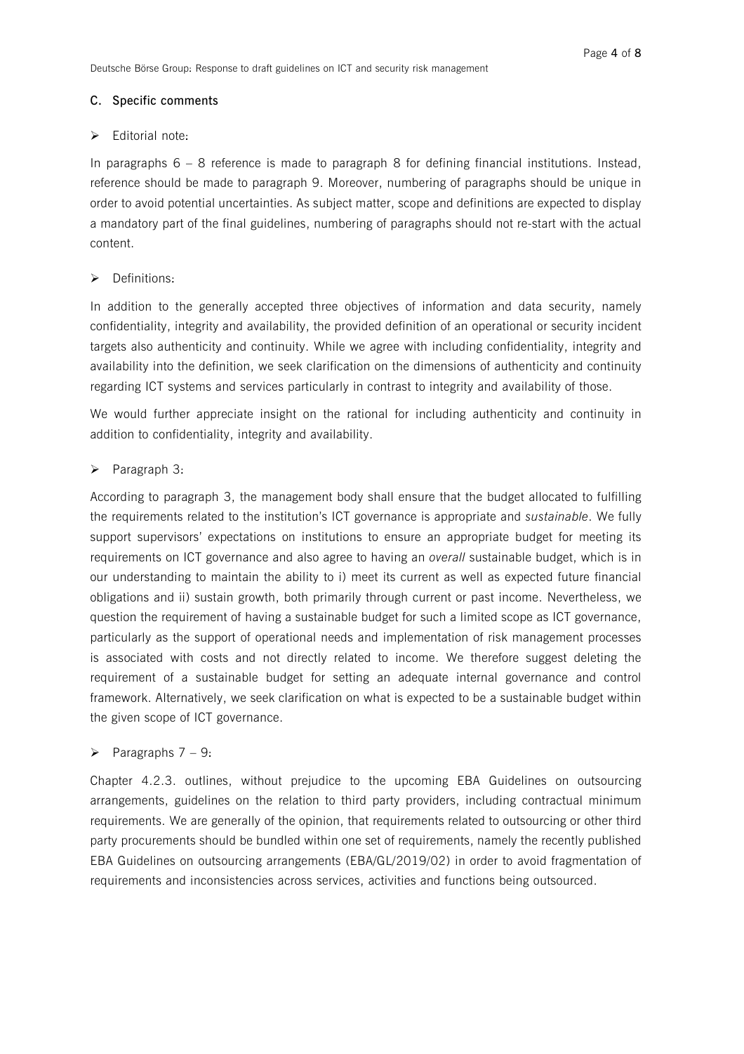## C. Specific comments

- Editorial note:

In paragraphs 6 – 8 reference is made to paragraph 8 for defining financial institutions. Instead, reference should be made to paragraph 9. Moreover, numbering of paragraphs should be unique in order to avoid potential uncertainties. As subject matter, scope and definitions are expected to display a mandatory part of the final guidelines, numbering of paragraphs should not re-start with the actual content.

- Definitions:

In addition to the generally accepted three objectives of information and data security, namely confidentiality, integrity and availability, the provided definition of an operational or security incident targets also authenticity and continuity. While we agree with including confidentiality, integrity and availability into the definition, we seek clarification on the dimensions of authenticity and continuity regarding ICT systems and services particularly in contrast to integrity and availability of those.

We would further appreciate insight on the rational for including authenticity and continuity in addition to confidentiality, integrity and availability.

- Paragraph 3:

According to paragraph 3, the management body shall ensure that the budget allocated to fulfilling the requirements related to the institution's ICT governance is appropriate and *sustainable*. We fully support supervisors' expectations on institutions to ensure an appropriate budget for meeting its requirements on ICT governance and also agree to having an *overall* sustainable budget, which is in our understanding to maintain the ability to i) meet its current as well as expected future financial obligations and ii) sustain growth, both primarily through current or past income. Nevertheless, we question the requirement of having a sustainable budget for such a limited scope as ICT governance, particularly as the support of operational needs and implementation of risk management processes is associated with costs and not directly related to income. We therefore suggest deleting the requirement of a sustainable budget for setting an adequate internal governance and control framework. Alternatively, we seek clarification on what is expected to be a sustainable budget within the given scope of ICT governance.

- Paragraphs 7 – 9:

Chapter 4.2.3. outlines, without prejudice to the upcoming EBA Guidelines on outsourcing arrangements, guidelines on the relation to third party providers, including contractual minimum requirements. We are generally of the opinion, that requirements related to outsourcing or other third party procurements should be bundled within one set of requirements, namely the recently published EBA Guidelines on outsourcing arrangements (EBA/GL/2019/02) in order to avoid fragmentation of requirements and inconsistencies across services, activities and functions being outsourced.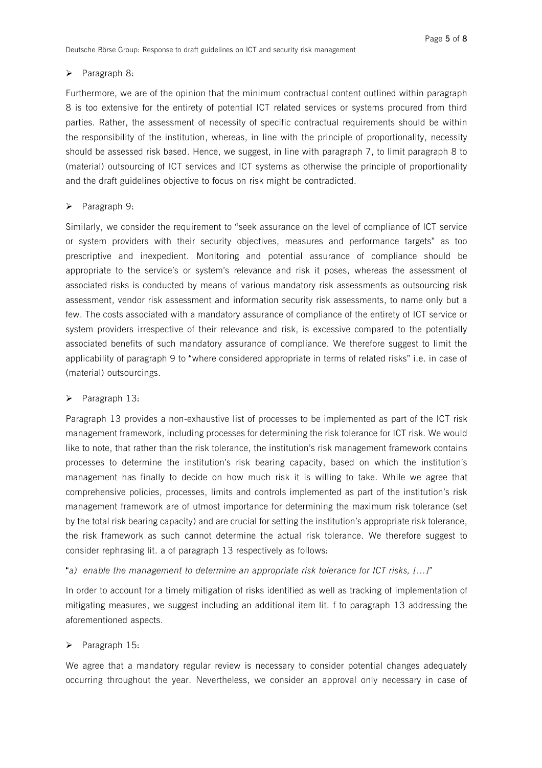- Paragraph 8:

Furthermore, we are of the opinion that the minimum contractual content outlined within paragraph 8 is too extensive for the entirety of potential ICT related services or systems procured from third parties. Rather, the assessment of necessity of specific contractual requirements should be within the responsibility of the institution, whereas, in line with the principle of proportionality, necessity should be assessed risk based. Hence, we suggest, in line with paragraph 7, to limit paragraph 8 to (material) outsourcing of ICT services and ICT systems as otherwise the principle of proportionality and the draft guidelines objective to focus on risk might be contradicted.

- Paragraph 9:

Similarly, we consider the requirement to "seek assurance on the level of compliance of ICT service or system providers with their security objectives, measures and performance targets" as too prescriptive and inexpedient. Monitoring and potential assurance of compliance should be appropriate to the service's or system's relevance and risk it poses, whereas the assessment of associated risks is conducted by means of various mandatory risk assessments as outsourcing risk assessment, vendor risk assessment and information security risk assessments, to name only but a few. The costs associated with a mandatory assurance of compliance of the entirety of ICT service or system providers irrespective of their relevance and risk, is excessive compared to the potentially associated benefits of such mandatory assurance of compliance. We therefore suggest to limit the applicability of paragraph 9 to "where considered appropriate in terms of related risks" i.e. in case of (material) outsourcings.

- Paragraph 13:

Paragraph 13 provides a non-exhaustive list of processes to be implemented as part of the ICT risk management framework, including processes for determining the risk tolerance for ICT risk. We would like to note, that rather than the risk tolerance, the institution's risk management framework contains processes to determine the institution's risk bearing capacity, based on which the institution's management has finally to decide on how much risk it is willing to take. While we agree that comprehensive policies, processes, limits and controls implemented as part of the institution's risk management framework are of utmost importance for determining the maximum risk tolerance (set by the total risk bearing capacity) and are crucial for setting the institution's appropriate risk tolerance, the risk framework as such cannot determine the actual risk tolerance. We therefore suggest to consider rephrasing lit. a of paragraph 13 respectively as follows:

"*a) enable the management to determine an appropriate risk tolerance for ICT risks, […]*"

In order to account for a timely mitigation of risks identified as well as tracking of implementation of mitigating measures, we suggest including an additional item lit. f to paragraph 13 addressing the aforementioned aspects.

- Paragraph 15:

We agree that a mandatory regular review is necessary to consider potential changes adequately occurring throughout the year. Nevertheless, we consider an approval only necessary in case of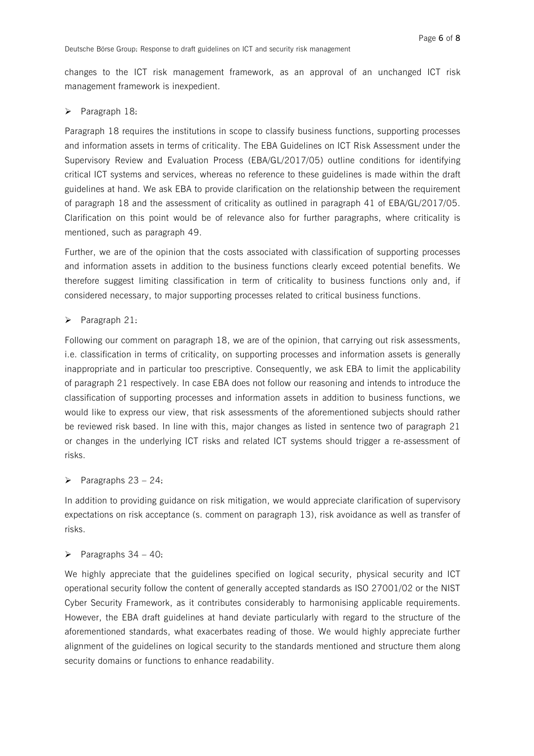changes to the ICT risk management framework, as an approval of an unchanged ICT risk management framework is inexpedient.

- Paragraph 18:

Paragraph 18 requires the institutions in scope to classify business functions, supporting processes and information assets in terms of criticality. The EBA Guidelines on ICT Risk Assessment under the Supervisory Review and Evaluation Process (EBA/GL/2017/05) outline conditions for identifying critical ICT systems and services, whereas no reference to these guidelines is made within the draft guidelines at hand. We ask EBA to provide clarification on the relationship between the requirement of paragraph 18 and the assessment of criticality as outlined in paragraph 41 of EBA/GL/2017/05. Clarification on this point would be of relevance also for further paragraphs, where criticality is mentioned, such as paragraph 49.

Further, we are of the opinion that the costs associated with classification of supporting processes and information assets in addition to the business functions clearly exceed potential benefits. We therefore suggest limiting classification in term of criticality to business functions only and, if considered necessary, to major supporting processes related to critical business functions.

- Paragraph 21:

Following our comment on paragraph 18, we are of the opinion, that carrying out risk assessments, i.e. classification in terms of criticality, on supporting processes and information assets is generally inappropriate and in particular too prescriptive. Consequently, we ask EBA to limit the applicability of paragraph 21 respectively. In case EBA does not follow our reasoning and intends to introduce the classification of supporting processes and information assets in addition to business functions, we would like to express our view, that risk assessments of the aforementioned subjects should rather be reviewed risk based. In line with this, major changes as listed in sentence two of paragraph 21 or changes in the underlying ICT risks and related ICT systems should trigger a re-assessment of risks.

- Paragraphs 23 – 24:

In addition to providing guidance on risk mitigation, we would appreciate clarification of supervisory expectations on risk acceptance (s. comment on paragraph 13), risk avoidance as well as transfer of risks.

- Paragraphs 34 – 40:

We highly appreciate that the guidelines specified on logical security, physical security and ICT operational security follow the content of generally accepted standards as ISO 27001/02 or the NIST Cyber Security Framework, as it contributes considerably to harmonising applicable requirements. However, the EBA draft guidelines at hand deviate particularly with regard to the structure of the aforementioned standards, what exacerbates reading of those. We would highly appreciate further alignment of the guidelines on logical security to the standards mentioned and structure them along security domains or functions to enhance readability.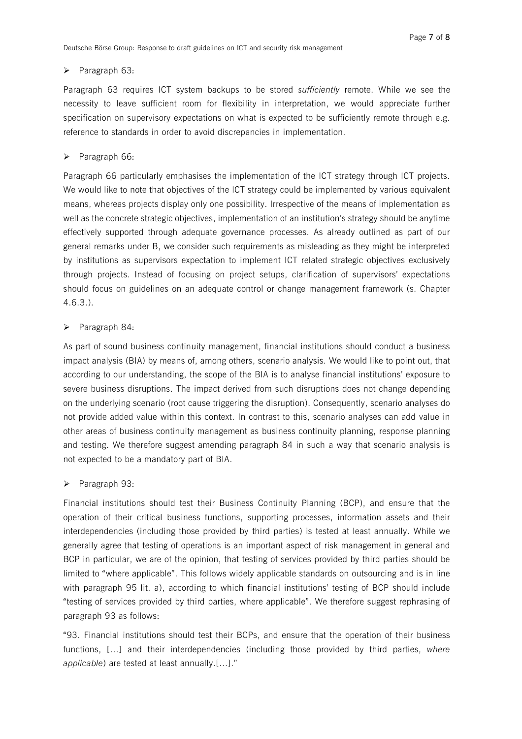- Paragraph 63:

Paragraph 63 requires ICT system backups to be stored *sufficiently* remote. While we see the necessity to leave sufficient room for flexibility in interpretation, we would appreciate further specification on supervisory expectations on what is expected to be sufficiently remote through e.g. reference to standards in order to avoid discrepancies in implementation.

- Paragraph 66:

Paragraph 66 particularly emphasises the implementation of the ICT strategy through ICT projects. We would like to note that objectives of the ICT strategy could be implemented by various equivalent means, whereas projects display only one possibility. Irrespective of the means of implementation as well as the concrete strategic objectives, implementation of an institution's strategy should be anytime effectively supported through adequate governance processes. As already outlined as part of our general remarks under B, we consider such requirements as misleading as they might be interpreted by institutions as supervisors expectation to implement ICT related strategic objectives exclusively through projects. Instead of focusing on project setups, clarification of supervisors' expectations should focus on guidelines on an adequate control or change management framework (s. Chapter 4.6.3.).

- Paragraph 84:

As part of sound business continuity management, financial institutions should conduct a business impact analysis (BIA) by means of, among others, scenario analysis. We would like to point out, that according to our understanding, the scope of the BIA is to analyse financial institutions' exposure to severe business disruptions. The impact derived from such disruptions does not change depending on the underlying scenario (root cause triggering the disruption). Consequently, scenario analyses do not provide added value within this context. In contrast to this, scenario analyses can add value in other areas of business continuity management as business continuity planning, response planning and testing. We therefore suggest amending paragraph 84 in such a way that scenario analysis is not expected to be a mandatory part of BIA.

- Paragraph 93:

Financial institutions should test their Business Continuity Planning (BCP), and ensure that the operation of their critical business functions, supporting processes, information assets and their interdependencies (including those provided by third parties) is tested at least annually. While we generally agree that testing of operations is an important aspect of risk management in general and BCP in particular, we are of the opinion, that testing of services provided by third parties should be limited to "where applicable". This follows widely applicable standards on outsourcing and is in line with paragraph 95 lit. a), according to which financial institutions' testing of BCP should include "testing of services provided by third parties, where applicable". We therefore suggest rephrasing of paragraph 93 as follows:

"93. Financial institutions should test their BCPs, and ensure that the operation of their business functions, [...] and their interdependencies (including those provided by third parties, *where applicable*) are tested at least annually.[...]."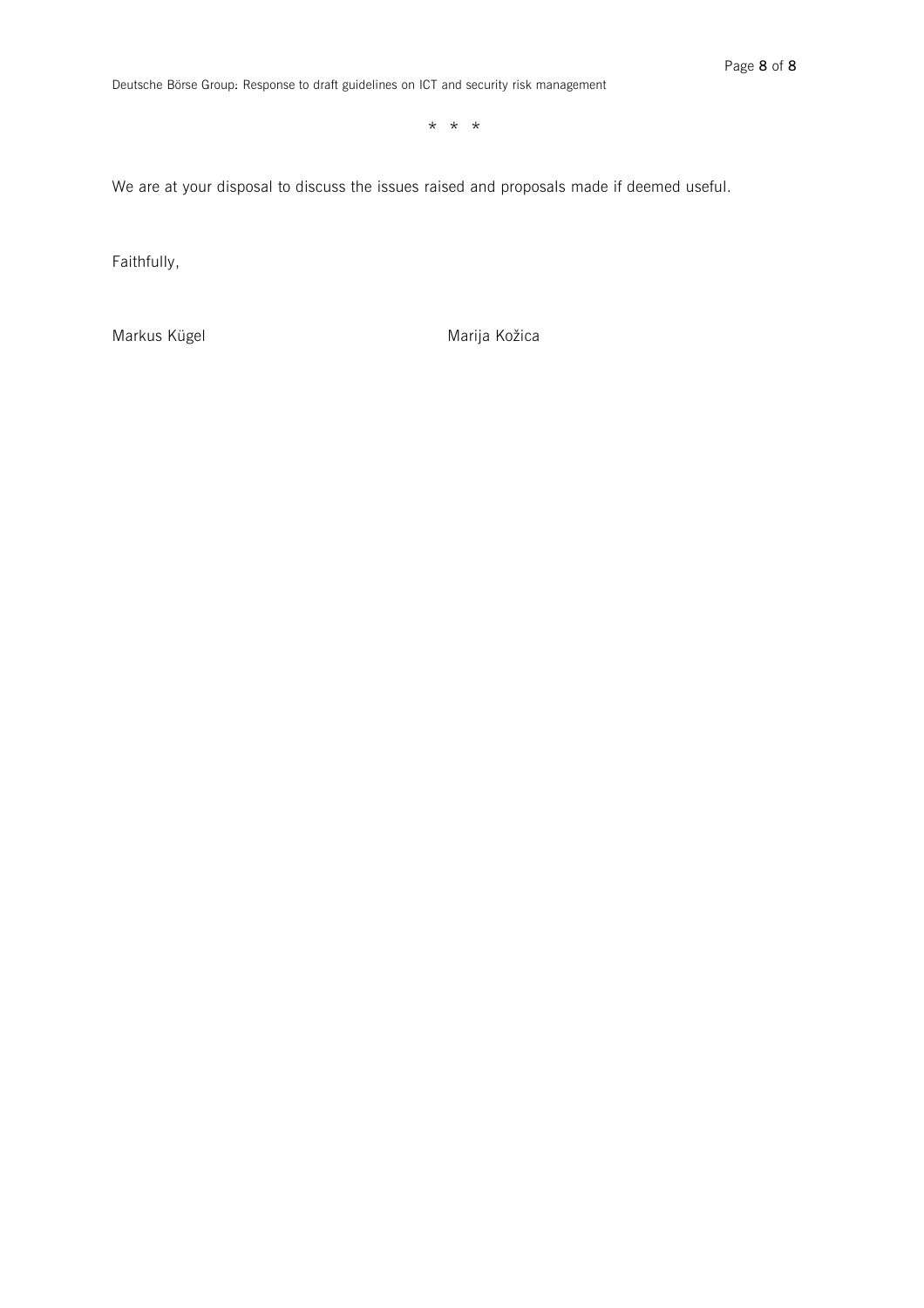\* \* \*

We are at your disposal to discuss the issues raised and proposals made if deemed useful.

Faithfully,

Markus Kügel Marija Kožica